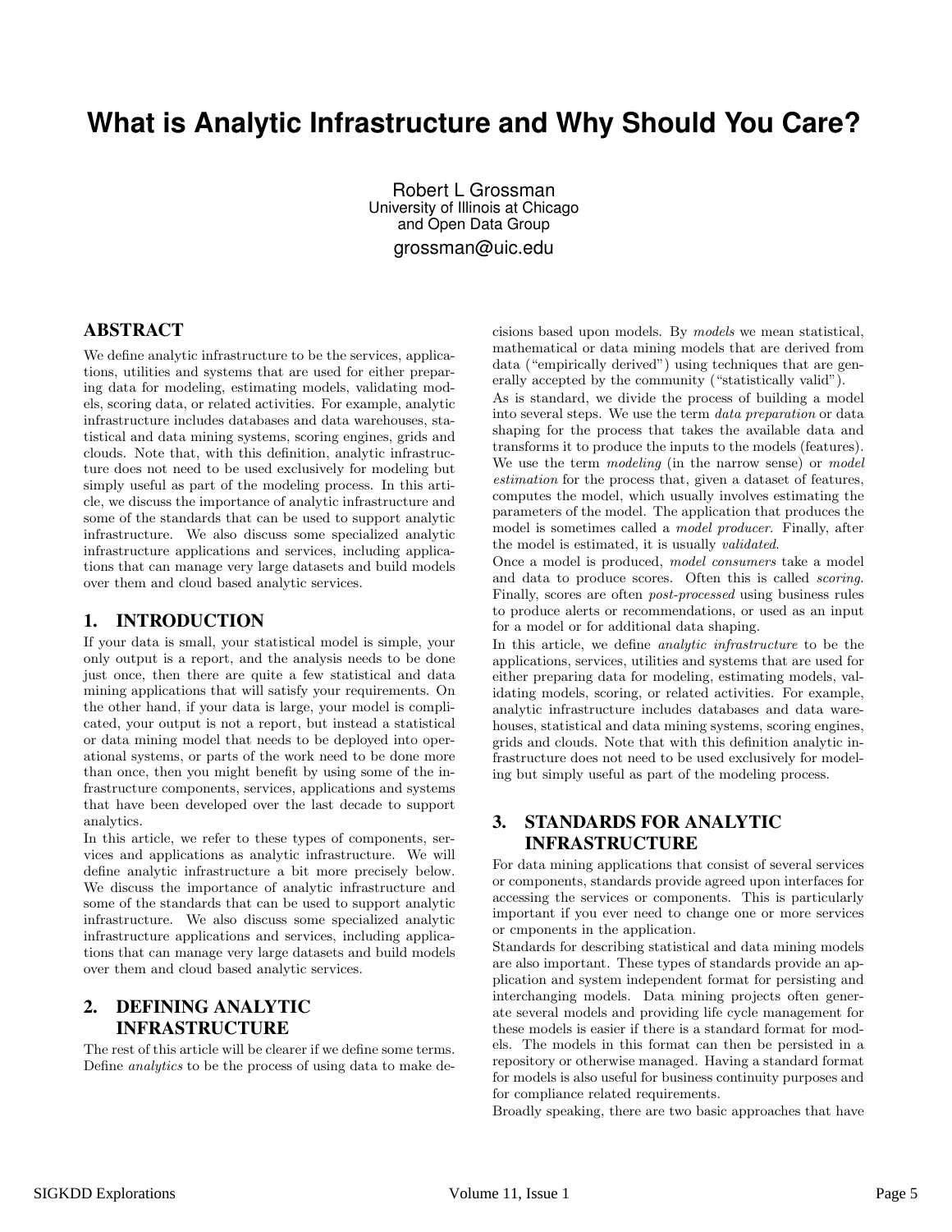# What is Analytic Infrastructure and Why Should You Care?

Robert L Grossman
University of Illinois at Chicago
and Open Data Group
grossman@uic.edu

## ABSTRACT

We define analytic infrastructure to be the services, applications, utilities and systems that are used for either preparing data for modeling, estimating models, validating models, scoring data, or related activities. For example, analytic infrastructure includes databases and data warehouses, statistical and data mining systems, scoring engines, grids and clouds. Note that, with this definition, analytic infrastructure does not need to be used exclusively for modeling but simply useful as part of the modeling process. In this article, we discuss the importance of analytic infrastructure and some of the standards that can be used to support analytic infrastructure. We also discuss some specialized analytic infrastructure applications and services, including applications that can manage very large datasets and build models over them and cloud based analytic services.

## 1. INTRODUCTION

If your data is small, your statistical model is simple, your only output is a report, and the analysis needs to be done just once, then there are quite a few statistical and data mining applications that will satisfy your requirements. On the other hand, if your data is large, your model is complicated, your output is not a report, but instead a statistical or data mining model that needs to be deployed into operational systems, or parts of the work need to be done more than once, then you might benefit by using some of the infrastructure components, services, applications and systems that have been developed over the last decade to support analytics.

In this article, we refer to these types of components, services and applications as analytic infrastructure. We will define analytic infrastructure a bit more precisely below. We discuss the importance of analytic infrastructure and some of the standards that can be used to support analytic infrastructure. We also discuss some specialized analytic infrastructure applications and services, including applications that can manage very large datasets and build models over them and cloud based analytic services.

## 2. DEFINING ANALYTIC INFRASTRUCTURE

The rest of this article will be clearer if we define some terms. Define *analytics* to be the process of using data to make decisions based upon models. By *models* we mean statistical, mathematical or data mining models that are derived from data ("empirically derived") using techniques that are generally accepted by the community ("statistically valid").

As is standard, we divide the process of building a model into several steps. We use the term *data preparation* or data shaping for the process that takes the available data and transforms it to produce the inputs to the models (features). We use the term *modeling* (in the narrow sense) or *model estimation* for the process that, given a dataset of features, computes the model, which usually involves estimating the parameters of the model. The application that produces the model is sometimes called a *model producer*. Finally, after the model is estimated, it is usually *validated*.

Once a model is produced, *model consumers* take a model and data to produce scores. Often this is called *scoring*. Finally, scores are often *post-processed* using business rules to produce alerts or recommendations, or used as an input for a model or for additional data shaping.

In this article, we define *analytic infrastructure* to be the applications, services, utilities and systems that are used for either preparing data for modeling, estimating models, validating models, scoring, or related activities. For example, analytic infrastructure includes databases and data warehouses, statistical and data mining systems, scoring engines, grids and clouds. Note that with this definition analytic infrastructure does not need to be used exclusively for modeling but simply useful as part of the modeling process.

## 3. STANDARDS FOR ANALYTIC INFRASTRUCTURE

For data mining applications that consist of several services or components, standards provide agreed upon interfaces for accessing the services or components. This is particularly important if you ever need to change one or more services or cmponents in the application.

Standards for describing statistical and data mining models are also important. These types of standards provide an application and system independent format for persisting and interchanging models. Data mining projects often generate several models and providing life cycle management for these models is easier if there is a standard format for models. The models in this format can then be persisted in a repository or otherwise managed. Having a standard format for models is also useful for business continuity purposes and for compliance related requirements.

Broadly speaking, there are two basic approaches that have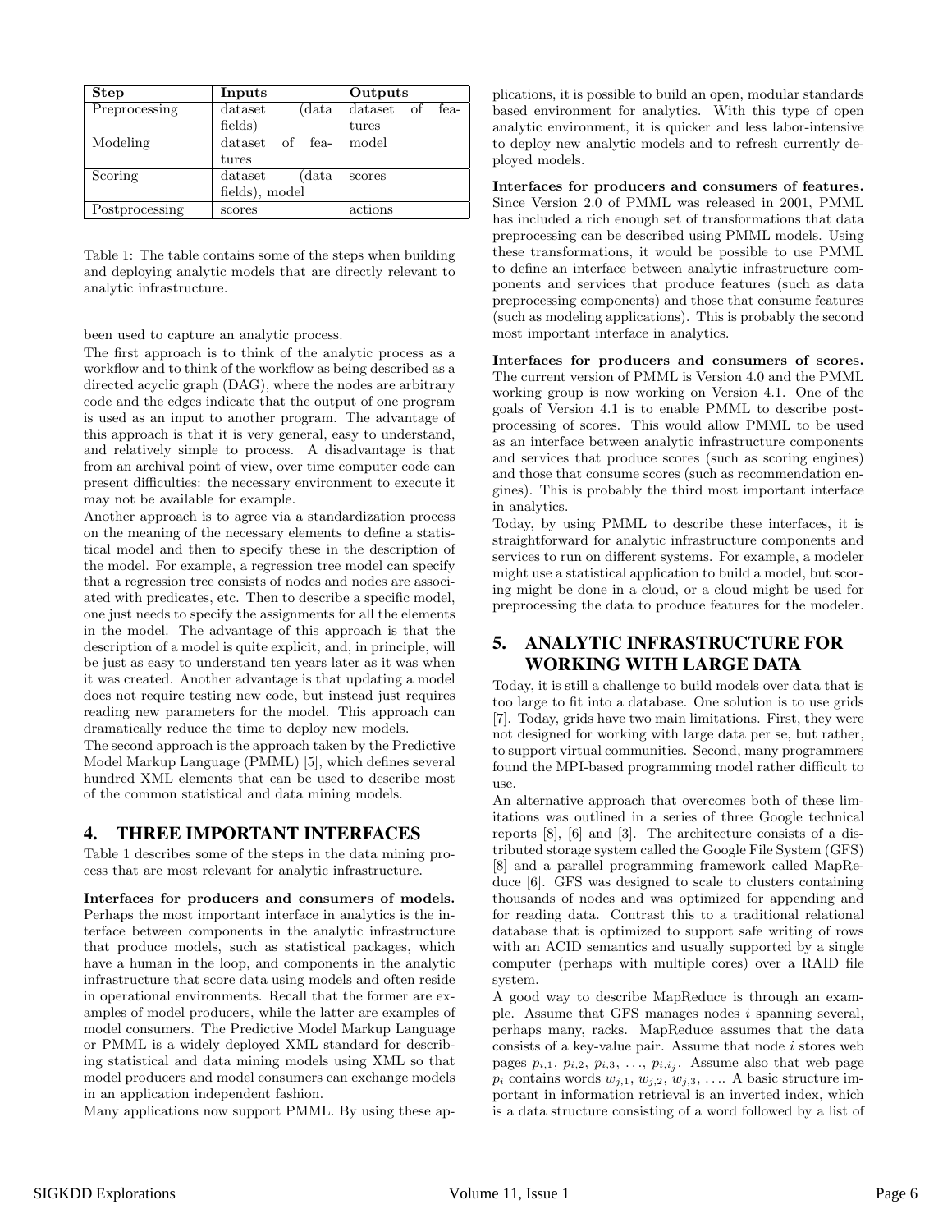| Step | Inputs | Outputs |
|---|---|---|
| Preprocessing | dataset (data fields) | dataset of features |
| Modeling | dataset of features | model |
| Scoring | dataset (data fields), model | scores |
| Postprocessing | scores | actions |

Table 1: The table contains some of the steps when building and deploying analytic models that are directly relevant to analytic infrastructure.

been used to capture an analytic process.

The first approach is to think of the analytic process as a workflow and to think of the workflow as being described as a directed acyclic graph (DAG), where the nodes are arbitrary code and the edges indicate that the output of one program is used as an input to another program. The advantage of this approach is that it is very general, easy to understand, and relatively simple to process. A disadvantage is that from an archival point of view, over time computer code can present difficulties: the necessary environment to execute it may not be available for example.

Another approach is to agree via a standardization process on the meaning of the necessary elements to define a statistical model and then to specify these in the description of the model. For example, a regression tree model can specify that a regression tree consists of nodes and nodes are associated with predicates, etc. Then to describe a specific model, one just needs to specify the assignments for all the elements in the model. The advantage of this approach is that the description of a model is quite explicit, and, in principle, will be just as easy to understand ten years later as it was when it was created. Another advantage is that updating a model does not require testing new code, but instead just requires reading new parameters for the model. This approach can dramatically reduce the time to deploy new models.

The second approach is the approach taken by the Predictive Model Markup Language (PMML) [5], which defines several hundred XML elements that can be used to describe most of the common statistical and data mining models.

## 4. THREE IMPORTANT INTERFACES

Table 1 describes some of the steps in the data mining process that are most relevant for analytic infrastructure.

**Interfaces for producers and consumers of models.** Perhaps the most important interface in analytics is the interface between components in the analytic infrastructure that produce models, such as statistical packages, which have a human in the loop, and components in the analytic infrastructure that score data using models and often reside in operational environments. Recall that the former are examples of model producers, while the latter are examples of model consumers. The Predictive Model Markup Language or PMML is a widely deployed XML standard for describing statistical and data mining models using XML so that model producers and model consumers can exchange models in an application independent fashion.

Many applications now support PMML. By using these applications, it is possible to build an open, modular standards based environment for analytics. With this type of open analytic environment, it is quicker and less labor-intensive to deploy new analytic models and to refresh currently deployed models.

**Interfaces for producers and consumers of features.** Since Version 2.0 of PMML was released in 2001, PMML has included a rich enough set of transformations that data preprocessing can be described using PMML models. Using these transformations, it would be possible to use PMML to define an interface between analytic infrastructure components and services that produce features (such as data preprocessing components) and those that consume features (such as modeling applications). This is probably the second most important interface in analytics.

**Interfaces for producers and consumers of scores.** The current version of PMML is Version 4.0 and the PMML working group is now working on Version 4.1. One of the goals of Version 4.1 is to enable PMML to describe postprocessing of scores. This would allow PMML to be used as an interface between analytic infrastructure components and services that produce scores (such as scoring engines) and those that consume scores (such as recommendation engines). This is probably the third most important interface in analytics.

Today, by using PMML to describe these interfaces, it is straightforward for analytic infrastructure components and services to run on different systems. For example, a modeler might use a statistical application to build a model, but scoring might be done in a cloud, or a cloud might be used for preprocessing the data to produce features for the modeler.

## 5. ANALYTIC INFRASTRUCTURE FOR WORKING WITH LARGE DATA

Today, it is still a challenge to build models over data that is too large to fit into a database. One solution is to use grids [7]. Today, grids have two main limitations. First, they were not designed for working with large data per se, but rather, to support virtual communities. Second, many programmers found the MPI-based programming model rather difficult to use.

An alternative approach that overcomes both of these limitations was outlined in a series of three Google technical reports [8], [6] and [3]. The architecture consists of a distributed storage system called the Google File System (GFS) [8] and a parallel programming framework called MapReduce [6]. GFS was designed to scale to clusters containing thousands of nodes and was optimized for appending and for reading data. Contrast this to a traditional relational database that is optimized to support safe writing of rows with an ACID semantics and usually supported by a single computer (perhaps with multiple cores) over a RAID file system.

A good way to describe MapReduce is through an example. Assume that GFS manages nodes $i$ spanning several, perhaps many, racks. MapReduce assumes that the data consists of a key-value pair. Assume that node $i$ stores web pages $p_{i,1}$, $p_{i,2}$, $p_{i,3}$, ..., $p_{i,i_j}$. Assume also that web page $p_i$ contains words $w_{j,1}$, $w_{j,2}$, $w_{j,3}$, .... A basic structure important in information retrieval is an inverted index, which is a data structure consisting of a word followed by a list of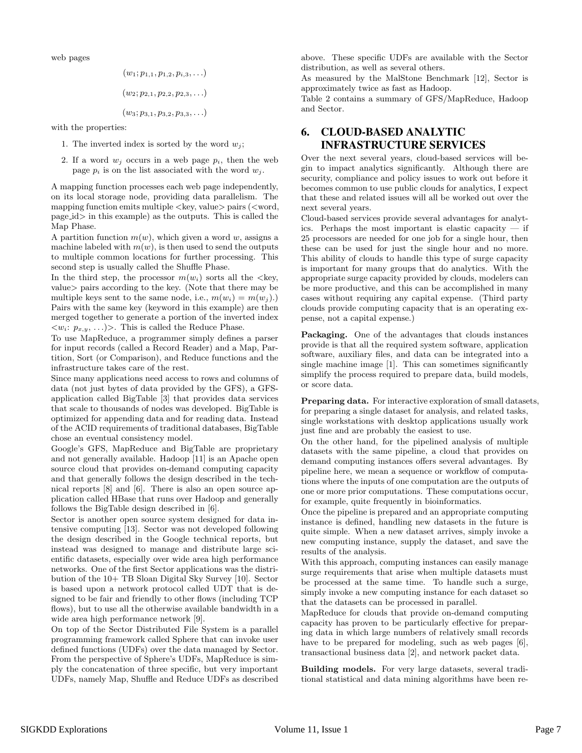web pages

$$(w_1; p_{1,1}, p_{1,2}, p_{i,3}, \ldots)$$

$$(w_2; p_{2,1}, p_{2,2}, p_{2,3}, \ldots)$$

$$(w_3; p_{3,1}, p_{3,2}, p_{3,3}, \ldots)$$

with the properties:

1. The inverted index is sorted by the word $w_j$;
2. If a word $w_j$ occurs in a web page $p_i$, then the web page $p_i$ is on the list associated with the word $w_j$.

A mapping function processes each web page independently, on its local storage node, providing data parallelism. The mapping function emits multiple <key, value> pairs (<word, page_id> in this example) as the outputs. This is called the Map Phase.

A partition function $m(w)$, which given a word $w$, assigns a machine labeled with $m(w)$, is then used to send the outputs to multiple common locations for further processing. This second step is usually called the Shuffle Phase.

In the third step, the processor $m(w_i)$ sorts all the <key, value> pairs according to the key. (Note that there may be multiple keys sent to the same node, i.e., $m(w_i) = m(w_j)$.) Pairs with the same key (keyword in this example) are then merged together to generate a portion of the inverted index <$w_i$: $p_{x,y}$, ...)>. This is called the Reduce Phase.

To use MapReduce, a programmer simply defines a parser for input records (called a Record Reader) and a Map, Partition, Sort (or Comparison), and Reduce functions and the infrastructure takes care of the rest.

Since many applications need access to rows and columns of data (not just bytes of data provided by the GFS), a GFS-application called BigTable [3] that provides data services that scale to thousands of nodes was developed. BigTable is optimized for appending data and for reading data. Instead of the ACID requirements of traditional databases, BigTable chose an eventual consistency model.

Google's GFS, MapReduce and BigTable are proprietary and not generally available. Hadoop [11] is an Apache open source cloud that provides on-demand computing capacity and that generally follows the design described in the technical reports [8] and [6]. There is also an open source application called HBase that runs over Hadoop and generally follows the BigTable design described in [6].

Sector is another open source system designed for data intensive computing [13]. Sector was not developed following the design described in the Google technical reports, but instead was designed to manage and distribute large scientific datasets, especially over wide area high performance networks. One of the first Sector applications was the distribution of the 10+ TB Sloan Digital Sky Survey [10]. Sector is based upon a network protocol called UDT that is designed to be fair and friendly to other flows (including TCP flows), but to use all the otherwise available bandwidth in a wide area high performance network [9].

On top of the Sector Distributed File System is a parallel programming framework called Sphere that can invoke user defined functions (UDFs) over the data managed by Sector. From the perspective of Sphere's UDFs, MapReduce is simply the concatenation of three specific, but very important UDFs, namely Map, Shuffle and Reduce UDFs as described above. These specific UDFs are available with the Sector distribution, as well as several others.

As measured by the MalStone Benchmark [12], Sector is approximately twice as fast as Hadoop.

Table 2 contains a summary of GFS/MapReduce, Hadoop and Sector.

## 6. CLOUD-BASED ANALYTIC INFRASTRUCTURE SERVICES

Over the next several years, cloud-based services will begin to impact analytics significantly. Although there are security, compliance and policy issues to work out before it becomes common to use public clouds for analytics, I expect that these and related issues will all be worked out over the next several years.

Cloud-based services provide several advantages for analytics. Perhaps the most important is elastic capacity — if 25 processors are needed for one job for a single hour, then these can be used for just the single hour and no more. This ability of clouds to handle this type of surge capacity is important for many groups that do analytics. With the appropriate surge capacity provided by clouds, modelers can be more productive, and this can be accomplished in many cases without requiring any capital expense. (Third party clouds provide computing capacity that is an operating expense, not a capital expense.)

**Packaging.** One of the advantages that clouds instances provide is that all the required system software, application software, auxiliary files, and data can be integrated into a single machine image [1]. This can sometimes significantly simplify the process required to prepare data, build models, or score data.

**Preparing data.** For interactive exploration of small datasets, for preparing a single dataset for analysis, and related tasks, single workstations with desktop applications usually work just fine and are probably the easiest to use.

On the other hand, for the pipelined analysis of multiple datasets with the same pipeline, a cloud that provides on demand computing instances offers several advantages. By pipeline here, we mean a sequence or workflow of computations where the inputs of one computation are the outputs of one or more prior computations. These computations occur, for example, quite frequently in bioinformatics.

Once the pipeline is prepared and an appropriate computing instance is defined, handling new datasets in the future is quite simple. When a new dataset arrives, simply invoke a new computing instance, supply the dataset, and save the results of the analysis.

With this approach, computing instances can easily manage surge requirements that arise when multiple datasets must be processed at the same time. To handle such a surge, simply invoke a new computing instance for each dataset so that the datasets can be processed in parallel.

MapReduce for clouds that provide on-demand computing capacity has proven to be particularly effective for preparing data in which large numbers of relatively small records have to be prepared for modeling, such as web pages [6], transactional business data [2], and network packet data.

**Building models.** For very large datasets, several traditional statistical and data mining algorithms have been re-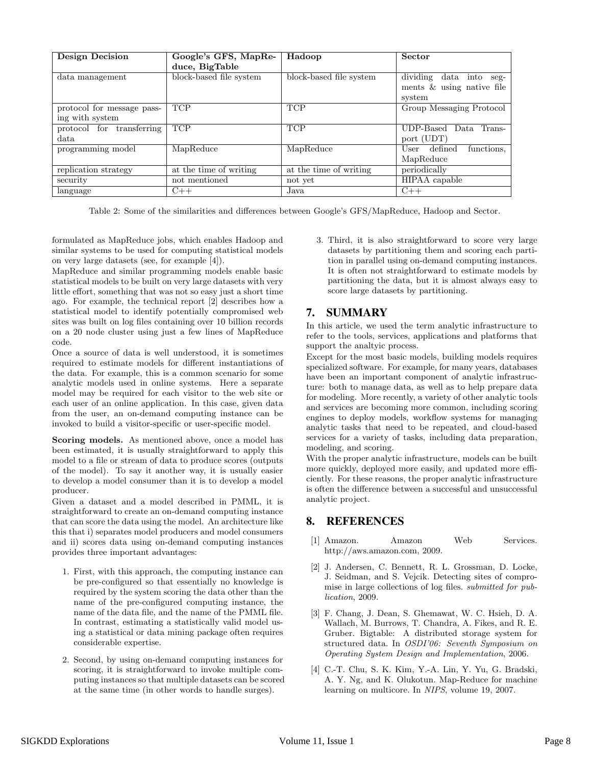| Design Decision | Google's GFS, MapReduce, BigTable | Hadoop | Sector |
|---|---|---|---|
| data management | block-based file system | block-based file system | dividing data into segments & using native file system |
| protocol for message passing with system | TCP | TCP | Group Messaging Protocol |
| protocol for transferring data | TCP | TCP | UDP-Based Data Transport (UDT) |
| programming model | MapReduce | MapReduce | User defined functions, MapReduce |
| replication strategy | at the time of writing | at the time of writing | periodically |
| security | not mentioned | not yet | HIPAA capable |
| language | C++ | Java | C++ |

Table 2: Some of the similarities and differences between Google's GFS/MapReduce, Hadoop and Sector.

formulated as MapReduce jobs, which enables Hadoop and similar systems to be used for computing statistical models on very large datasets (see, for example [4]).

MapReduce and similar programming models enable basic statistical models to be built on very large datasets with very little effort, something that was not so easy just a short time ago. For example, the technical report [2] describes how a statistical model to identify potentially compromised web sites was built on log files containing over 10 billion records on a 20 node cluster using just a few lines of MapReduce code.

Once a source of data is well understood, it is sometimes required to estimate models for different instantiations of the data. For example, this is a common scenario for some analytic models used in online systems. Here a separate model may be required for each visitor to the web site or each user of an online application. In this case, given data from the user, an on-demand computing instance can be invoked to build a visitor-specific or user-specific model.

**Scoring models.** As mentioned above, once a model has been estimated, it is usually straightforward to apply this model to a file or stream of data to produce scores (outputs of the model). To say it another way, it is usually easier to develop a model consumer than it is to develop a model producer.

Given a dataset and a model described in PMML, it is straightforward to create an on-demand computing instance that can score the data using the model. An architecture like this that i) separates model producers and model consumers and ii) scores data using on-demand computing instances provides three important advantages:

1. First, with this approach, the computing instance can be pre-configured so that essentially no knowledge is required by the system scoring the data other than the name of the pre-configured computing instance, the name of the data file, and the name of the PMML file. In contrast, estimating a statistically valid model using a statistical or data mining package often requires considerable expertise.

2. Second, by using on-demand computing instances for scoring, it is straightforward to invoke multiple computing instances so that multiple datasets can be scored at the same time (in other words to handle surges).

3. Third, it is also straightforward to score very large datasets by partitioning them and scoring each partition in parallel using on-demand computing instances. It is often not straightforward to estimate models by partitioning the data, but it is almost always easy to score large datasets by partitioning.

## 7. SUMMARY

In this article, we used the term analytic infrastructure to refer to the tools, services, applications and platforms that support the analtyic process.

Except for the most basic models, building models requires specialized software. For example, for many years, databases have been an important component of analytic infrastructure: both to manage data, as well as to help prepare data for modeling. More recently, a variety of other analytic tools and services are becoming more common, including scoring engines to deploy models, workflow systems for managing analytic tasks that need to be repeated, and cloud-based services for a variety of tasks, including data preparation, modeling, and scoring.

With the proper analytic infrastructure, models can be built more quickly, deployed more easily, and updated more efficiently. For these reasons, the proper analytic infrastructure is often the difference between a successful and unsuccessful analytic project.

## 8. REFERENCES

[1] Amazon. Amazon Web Services. http://aws.amazon.com, 2009.

[2] J. Andersen, C. Bennett, R. L. Grossman, D. Locke, J. Seidman, and S. Vejcik. Detecting sites of compromise in large collections of log files. *submitted for publication*, 2009.

[3] F. Chang, J. Dean, S. Ghemawat, W. C. Hsieh, D. A. Wallach, M. Burrows, T. Chandra, A. Fikes, and R. E. Gruber. Bigtable: A distributed storage system for structured data. In *OSDI'06: Seventh Symposium on Operating System Design and Implementation*, 2006.

[4] C.-T. Chu, S. K. Kim, Y.-A. Lin, Y. Yu, G. Bradski, A. Y. Ng, and K. Olukotun. Map-Reduce for machine learning on multicore. In *NIPS*, volume 19, 2007.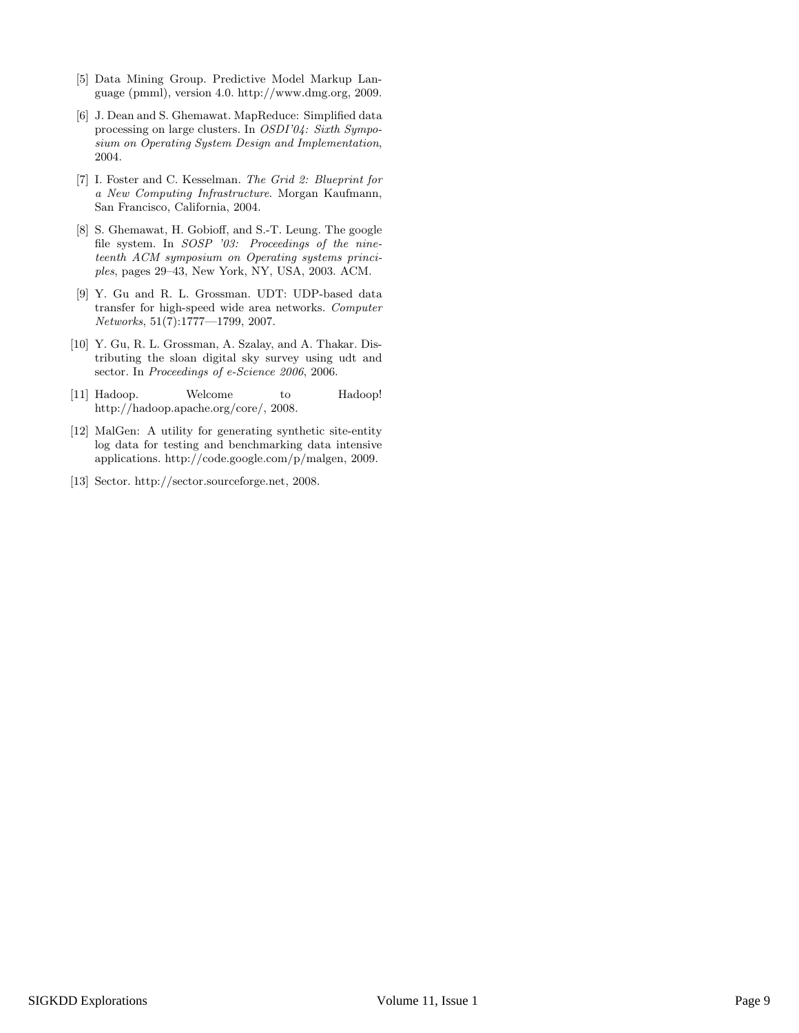[5] Data Mining Group. Predictive Model Markup Language (pmml), version 4.0. http://www.dmg.org, 2009.

[6] J. Dean and S. Ghemawat. MapReduce: Simplified data processing on large clusters. In *OSDI'04: Sixth Symposium on Operating System Design and Implementation*, 2004.

[7] I. Foster and C. Kesselman. *The Grid 2: Blueprint for a New Computing Infrastructure*. Morgan Kaufmann, San Francisco, California, 2004.

[8] S. Ghemawat, H. Gobioff, and S.-T. Leung. The google file system. In *SOSP '03: Proceedings of the nineteenth ACM symposium on Operating systems principles*, pages 29–43, New York, NY, USA, 2003. ACM.

[9] Y. Gu and R. L. Grossman. UDT: UDP-based data transfer for high-speed wide area networks. *Computer Networks*, 51(7):1777—1799, 2007.

[10] Y. Gu, R. L. Grossman, A. Szalay, and A. Thakar. Distributing the sloan digital sky survey using udt and sector. In *Proceedings of e-Science 2006*, 2006.

[11] Hadoop. Welcome to Hadoop! http://hadoop.apache.org/core/, 2008.

[12] MalGen: A utility for generating synthetic site-entity log data for testing and benchmarking data intensive applications. http://code.google.com/p/malgen, 2009.

[13] Sector. http://sector.sourceforge.net, 2008.